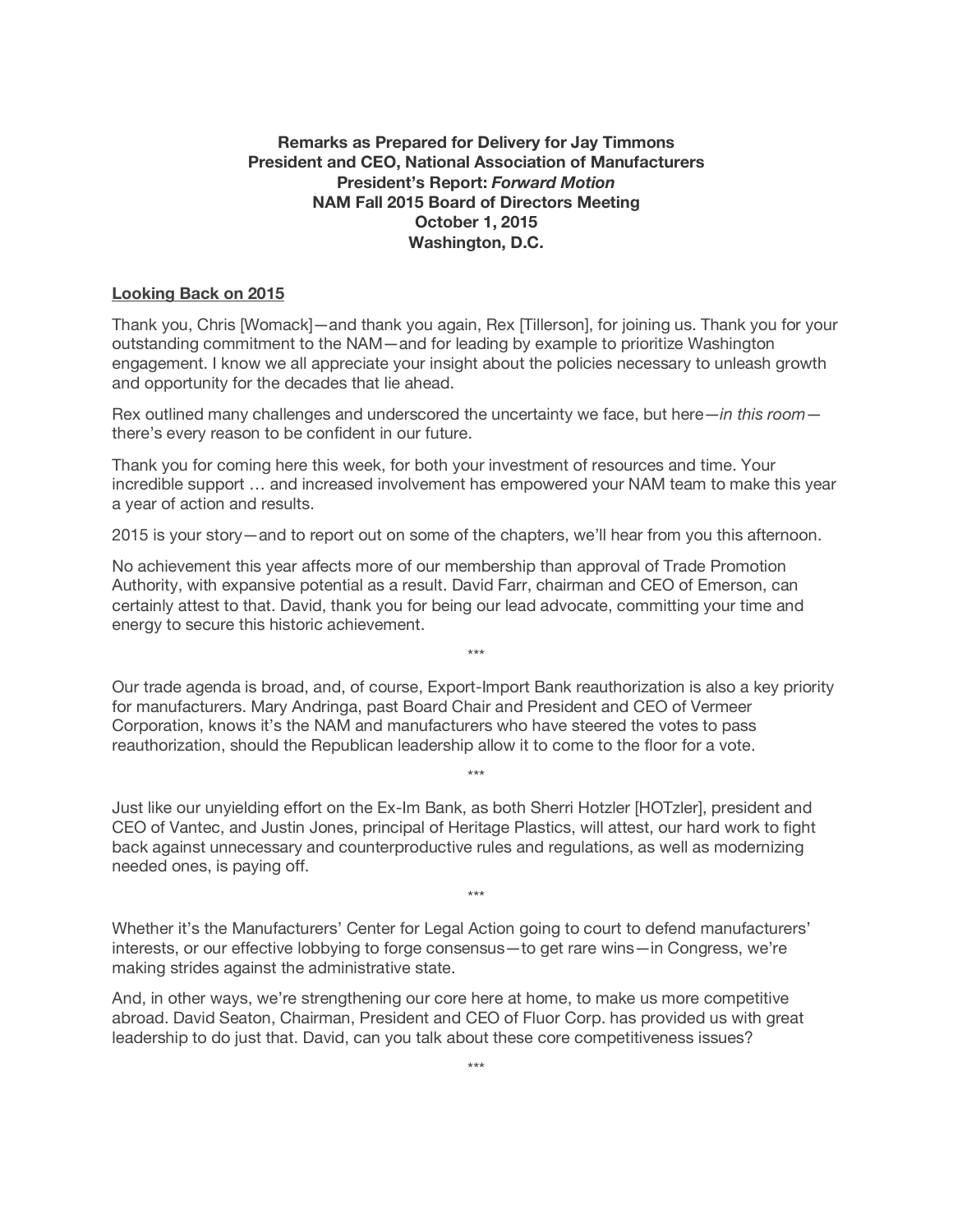**Remarks as Prepared for Delivery for Jay Timmons**
**President and CEO, National Association of Manufacturers**
**President's Report: *Forward Motion***
**NAM Fall 2015 Board of Directors Meeting**
**October 1, 2015**
**Washington, D.C.**

## Looking Back on 2015

Thank you, Chris [Womack]—and thank you again, Rex [Tillerson], for joining us. Thank you for your outstanding commitment to the NAM—and for leading by example to prioritize Washington engagement. I know we all appreciate your insight about the policies necessary to unleash growth and opportunity for the decades that lie ahead.

Rex outlined many challenges and underscored the uncertainty we face, but here—*in this room*—there's every reason to be confident in our future.

Thank you for coming here this week, for both your investment of resources and time. Your incredible support … and increased involvement has empowered your NAM team to make this year a year of action and results.

2015 is your story—and to report out on some of the chapters, we'll hear from you this afternoon.

No achievement this year affects more of our membership than approval of Trade Promotion Authority, with expansive potential as a result. David Farr, chairman and CEO of Emerson, can certainly attest to that. David, thank you for being our lead advocate, committing your time and energy to secure this historic achievement.

\*\*\*

Our trade agenda is broad, and, of course, Export-Import Bank reauthorization is also a key priority for manufacturers. Mary Andringa, past Board Chair and President and CEO of Vermeer Corporation, knows it's the NAM and manufacturers who have steered the votes to pass reauthorization, should the Republican leadership allow it to come to the floor for a vote.

\*\*\*

Just like our unyielding effort on the Ex-Im Bank, as both Sherri Hotzler [HOTzler], president and CEO of Vantec, and Justin Jones, principal of Heritage Plastics, will attest, our hard work to fight back against unnecessary and counterproductive rules and regulations, as well as modernizing needed ones, is paying off.

\*\*\*

Whether it's the Manufacturers' Center for Legal Action going to court to defend manufacturers' interests, or our effective lobbying to forge consensus—to get rare wins—in Congress, we're making strides against the administrative state.

And, in other ways, we're strengthening our core here at home, to make us more competitive abroad. David Seaton, Chairman, President and CEO of Fluor Corp. has provided us with great leadership to do just that. David, can you talk about these core competitiveness issues?

\*\*\*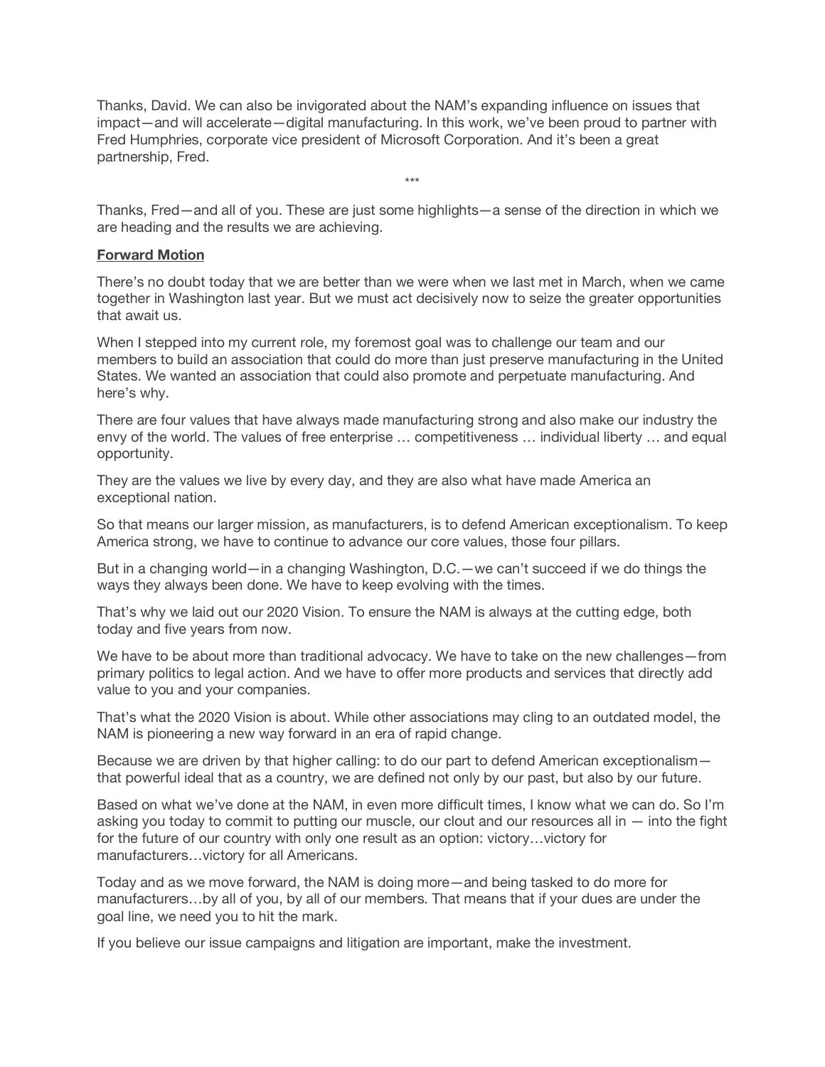Thanks, David. We can also be invigorated about the NAM's expanding influence on issues that impact—and will accelerate—digital manufacturing. In this work, we've been proud to partner with Fred Humphries, corporate vice president of Microsoft Corporation. And it's been a great partnership, Fred.

***

Thanks, Fred—and all of you. These are just some highlights—a sense of the direction in which we are heading and the results we are achieving.

**Forward Motion**

There's no doubt today that we are better than we were when we last met in March, when we came together in Washington last year. But we must act decisively now to seize the greater opportunities that await us.

When I stepped into my current role, my foremost goal was to challenge our team and our members to build an association that could do more than just preserve manufacturing in the United States. We wanted an association that could also promote and perpetuate manufacturing. And here's why.

There are four values that have always made manufacturing strong and also make our industry the envy of the world. The values of free enterprise … competitiveness … individual liberty … and equal opportunity.

They are the values we live by every day, and they are also what have made America an exceptional nation.

So that means our larger mission, as manufacturers, is to defend American exceptionalism. To keep America strong, we have to continue to advance our core values, those four pillars.

But in a changing world—in a changing Washington, D.C.—we can't succeed if we do things the ways they always been done. We have to keep evolving with the times.

That's why we laid out our 2020 Vision. To ensure the NAM is always at the cutting edge, both today and five years from now.

We have to be about more than traditional advocacy. We have to take on the new challenges—from primary politics to legal action. And we have to offer more products and services that directly add value to you and your companies.

That's what the 2020 Vision is about. While other associations may cling to an outdated model, the NAM is pioneering a new way forward in an era of rapid change.

Because we are driven by that higher calling: to do our part to defend American exceptionalism—that powerful ideal that as a country, we are defined not only by our past, but also by our future.

Based on what we've done at the NAM, in even more difficult times, I know what we can do. So I'm asking you today to commit to putting our muscle, our clout and our resources all in — into the fight for the future of our country with only one result as an option: victory…victory for manufacturers…victory for all Americans.

Today and as we move forward, the NAM is doing more—and being tasked to do more for manufacturers…by all of you, by all of our members. That means that if your dues are under the goal line, we need you to hit the mark.

If you believe our issue campaigns and litigation are important, make the investment.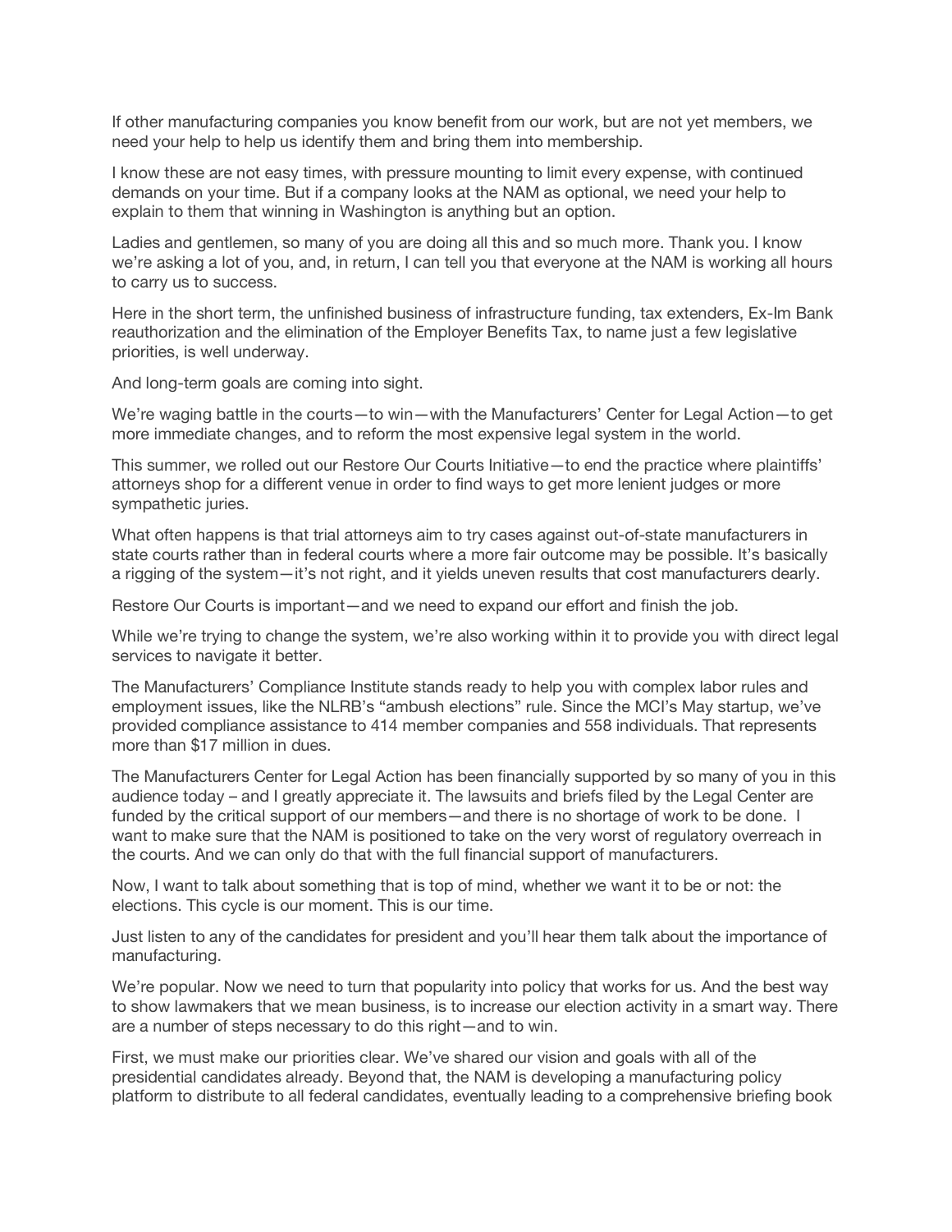If other manufacturing companies you know benefit from our work, but are not yet members, we need your help to help us identify them and bring them into membership.

I know these are not easy times, with pressure mounting to limit every expense, with continued demands on your time. But if a company looks at the NAM as optional, we need your help to explain to them that winning in Washington is anything but an option.

Ladies and gentlemen, so many of you are doing all this and so much more. Thank you. I know we're asking a lot of you, and, in return, I can tell you that everyone at the NAM is working all hours to carry us to success.

Here in the short term, the unfinished business of infrastructure funding, tax extenders, Ex-Im Bank reauthorization and the elimination of the Employer Benefits Tax, to name just a few legislative priorities, is well underway.

And long-term goals are coming into sight.

We're waging battle in the courts—to win—with the Manufacturers' Center for Legal Action—to get more immediate changes, and to reform the most expensive legal system in the world.

This summer, we rolled out our Restore Our Courts Initiative—to end the practice where plaintiffs' attorneys shop for a different venue in order to find ways to get more lenient judges or more sympathetic juries.

What often happens is that trial attorneys aim to try cases against out-of-state manufacturers in state courts rather than in federal courts where a more fair outcome may be possible. It's basically a rigging of the system—it's not right, and it yields uneven results that cost manufacturers dearly.

Restore Our Courts is important—and we need to expand our effort and finish the job.

While we're trying to change the system, we're also working within it to provide you with direct legal services to navigate it better.

The Manufacturers' Compliance Institute stands ready to help you with complex labor rules and employment issues, like the NLRB's "ambush elections" rule. Since the MCI's May startup, we've provided compliance assistance to 414 member companies and 558 individuals. That represents more than $17 million in dues.

The Manufacturers Center for Legal Action has been financially supported by so many of you in this audience today – and I greatly appreciate it. The lawsuits and briefs filed by the Legal Center are funded by the critical support of our members—and there is no shortage of work to be done. I want to make sure that the NAM is positioned to take on the very worst of regulatory overreach in the courts. And we can only do that with the full financial support of manufacturers.

Now, I want to talk about something that is top of mind, whether we want it to be or not: the elections. This cycle is our moment. This is our time.

Just listen to any of the candidates for president and you'll hear them talk about the importance of manufacturing.

We're popular. Now we need to turn that popularity into policy that works for us. And the best way to show lawmakers that we mean business, is to increase our election activity in a smart way. There are a number of steps necessary to do this right—and to win.

First, we must make our priorities clear. We've shared our vision and goals with all of the presidential candidates already. Beyond that, the NAM is developing a manufacturing policy platform to distribute to all federal candidates, eventually leading to a comprehensive briefing book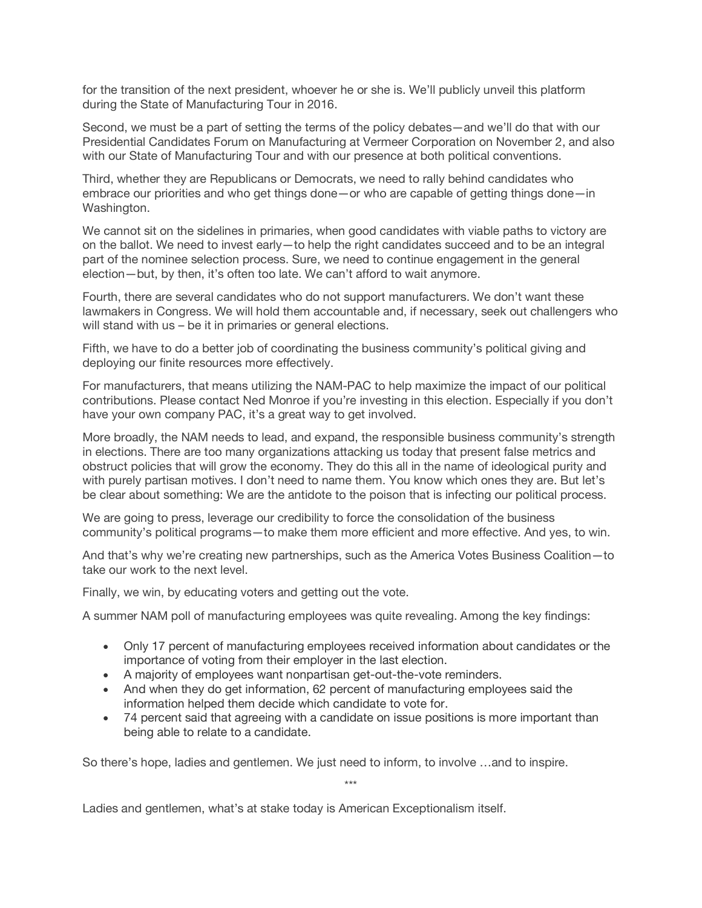for the transition of the next president, whoever he or she is. We'll publicly unveil this platform during the State of Manufacturing Tour in 2016.

Second, we must be a part of setting the terms of the policy debates—and we'll do that with our Presidential Candidates Forum on Manufacturing at Vermeer Corporation on November 2, and also with our State of Manufacturing Tour and with our presence at both political conventions.

Third, whether they are Republicans or Democrats, we need to rally behind candidates who embrace our priorities and who get things done—or who are capable of getting things done—in Washington.

We cannot sit on the sidelines in primaries, when good candidates with viable paths to victory are on the ballot. We need to invest early—to help the right candidates succeed and to be an integral part of the nominee selection process. Sure, we need to continue engagement in the general election—but, by then, it's often too late. We can't afford to wait anymore.

Fourth, there are several candidates who do not support manufacturers. We don't want these lawmakers in Congress. We will hold them accountable and, if necessary, seek out challengers who will stand with us – be it in primaries or general elections.

Fifth, we have to do a better job of coordinating the business community's political giving and deploying our finite resources more effectively.

For manufacturers, that means utilizing the NAM-PAC to help maximize the impact of our political contributions. Please contact Ned Monroe if you're investing in this election. Especially if you don't have your own company PAC, it's a great way to get involved.

More broadly, the NAM needs to lead, and expand, the responsible business community's strength in elections. There are too many organizations attacking us today that present false metrics and obstruct policies that will grow the economy. They do this all in the name of ideological purity and with purely partisan motives. I don't need to name them. You know which ones they are. But let's be clear about something: We are the antidote to the poison that is infecting our political process.

We are going to press, leverage our credibility to force the consolidation of the business community's political programs—to make them more efficient and more effective. And yes, to win.

And that's why we're creating new partnerships, such as the America Votes Business Coalition—to take our work to the next level.

Finally, we win, by educating voters and getting out the vote.

A summer NAM poll of manufacturing employees was quite revealing. Among the key findings:

- Only 17 percent of manufacturing employees received information about candidates or the importance of voting from their employer in the last election.
- A majority of employees want nonpartisan get-out-the-vote reminders.
- And when they do get information, 62 percent of manufacturing employees said the information helped them decide which candidate to vote for.
- 74 percent said that agreeing with a candidate on issue positions is more important than being able to relate to a candidate.

So there's hope, ladies and gentlemen. We just need to inform, to involve …and to inspire.

***

Ladies and gentlemen, what's at stake today is American Exceptionalism itself.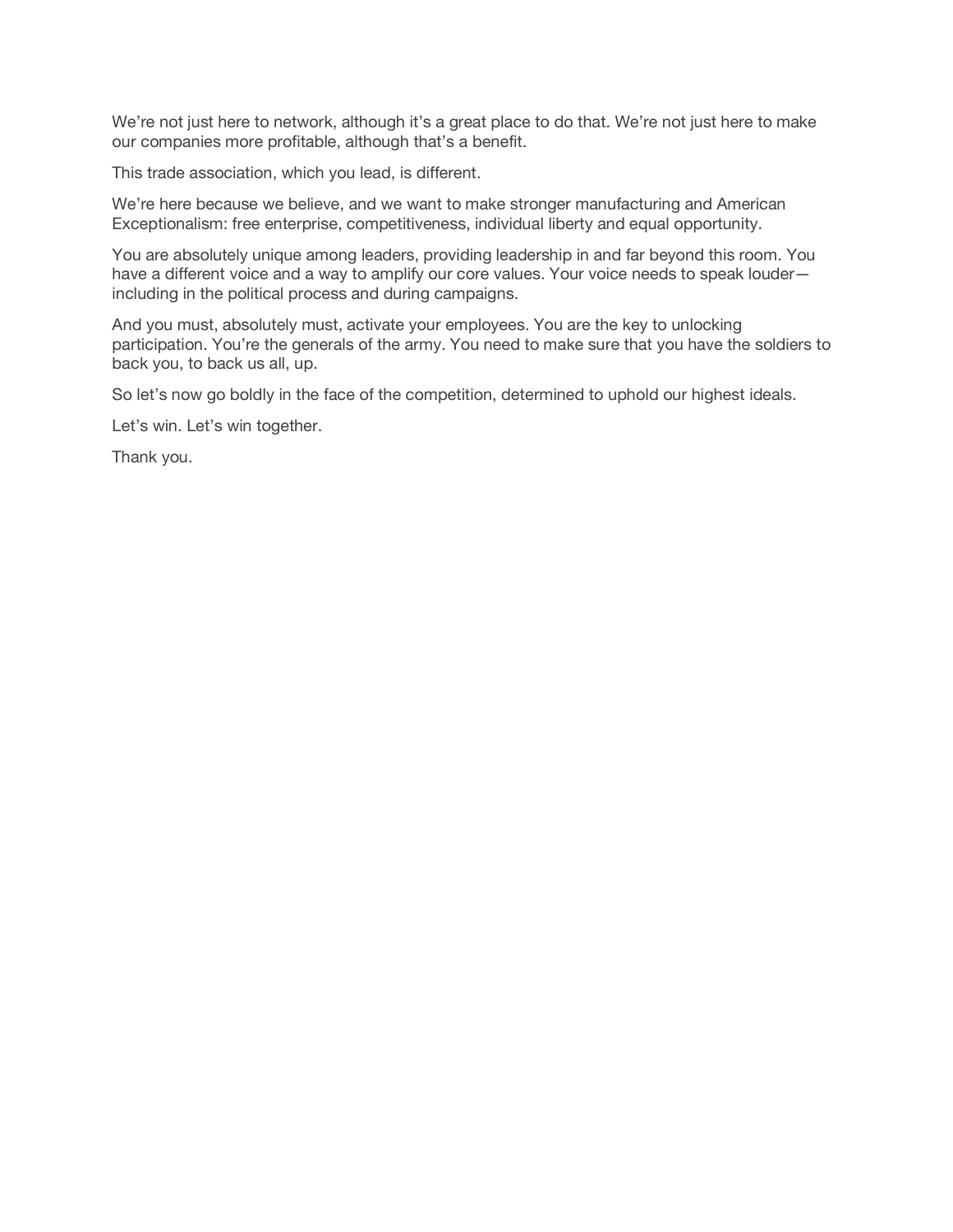We're not just here to network, although it's a great place to do that. We're not just here to make our companies more profitable, although that's a benefit.

This trade association, which you lead, is different.

We're here because we believe, and we want to make stronger manufacturing and American Exceptionalism: free enterprise, competitiveness, individual liberty and equal opportunity.

You are absolutely unique among leaders, providing leadership in and far beyond this room. You have a different voice and a way to amplify our core values. Your voice needs to speak louder—including in the political process and during campaigns.

And you must, absolutely must, activate your employees. You are the key to unlocking participation. You're the generals of the army. You need to make sure that you have the soldiers to back you, to back us all, up.

So let's now go boldly in the face of the competition, determined to uphold our highest ideals.

Let's win. Let's win together.

Thank you.